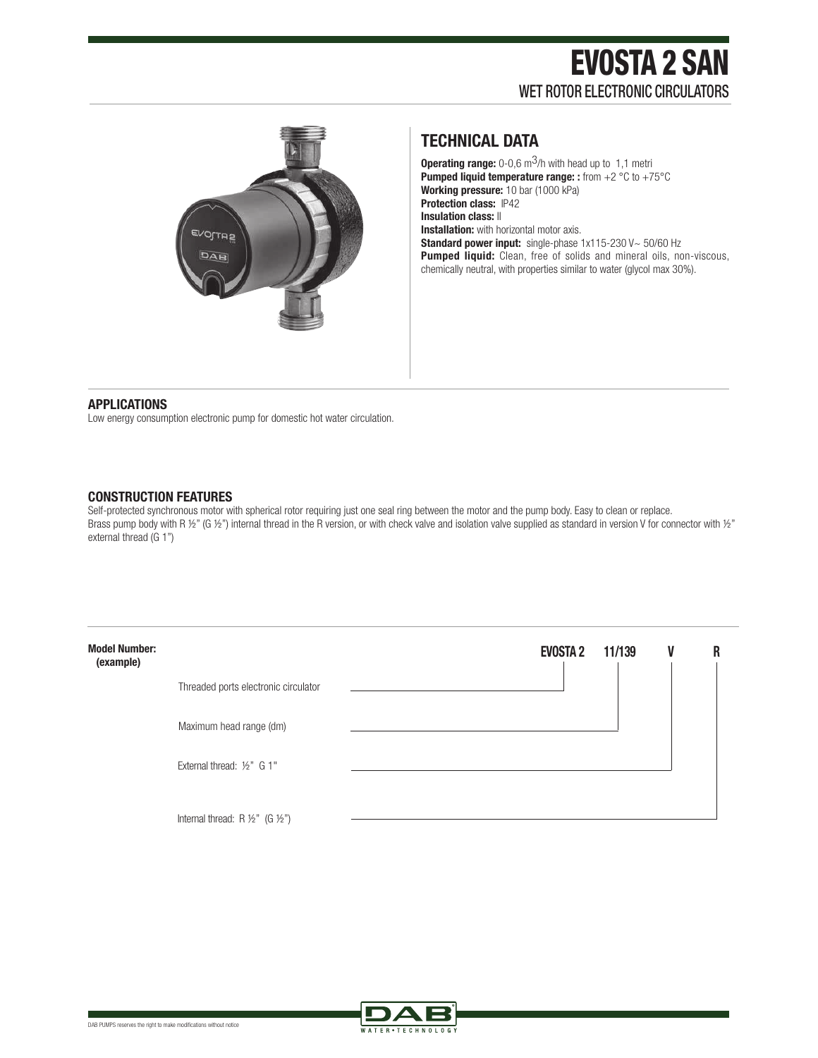# EVOSTA 2 SAN

WET ROTOR ELECTRONIC CIRCULATORS

## TECHNICAL DATA

**Operating range:** 0-0,6 $m^3$/h with head up to 1,1 metri
**Pumped liquid temperature range: :** from +2 °C to +75°C
**Working pressure:** 10 bar (1000 kPa)
**Protection class:** IP42
**Insulation class:** II
**Installation:** with horizontal motor axis.
**Standard power input:** single-phase 1x115-230 V~ 50/60 Hz
**Pumped liquid:** Clean, free of solids and mineral oils, non-viscous, chemically neutral, with properties similar to water (glycol max 30%).

### APPLICATIONS

Low energy consumption electronic pump for domestic hot water circulation.

### CONSTRUCTION FEATURES

Self-protected synchronous motor with spherical rotor requiring just one seal ring between the motor and the pump body. Easy to clean or replace.
Brass pump body with R ½" (G ½") internal thread in the R version, or with check valve and isolation valve supplied as standard in version V for connector with ½" external thread (G 1")

**Model Number: (example)**

EVOSTA 2 11/139 V R

- EVOSTA 2 — Threaded ports electronic circulator
- 11/139 — Maximum head range (dm)
- V — External thread: ½" G 1"
- R — Internal thread: R ½" (G ½")

DAB PUMPS reserves the right to make modifications without notice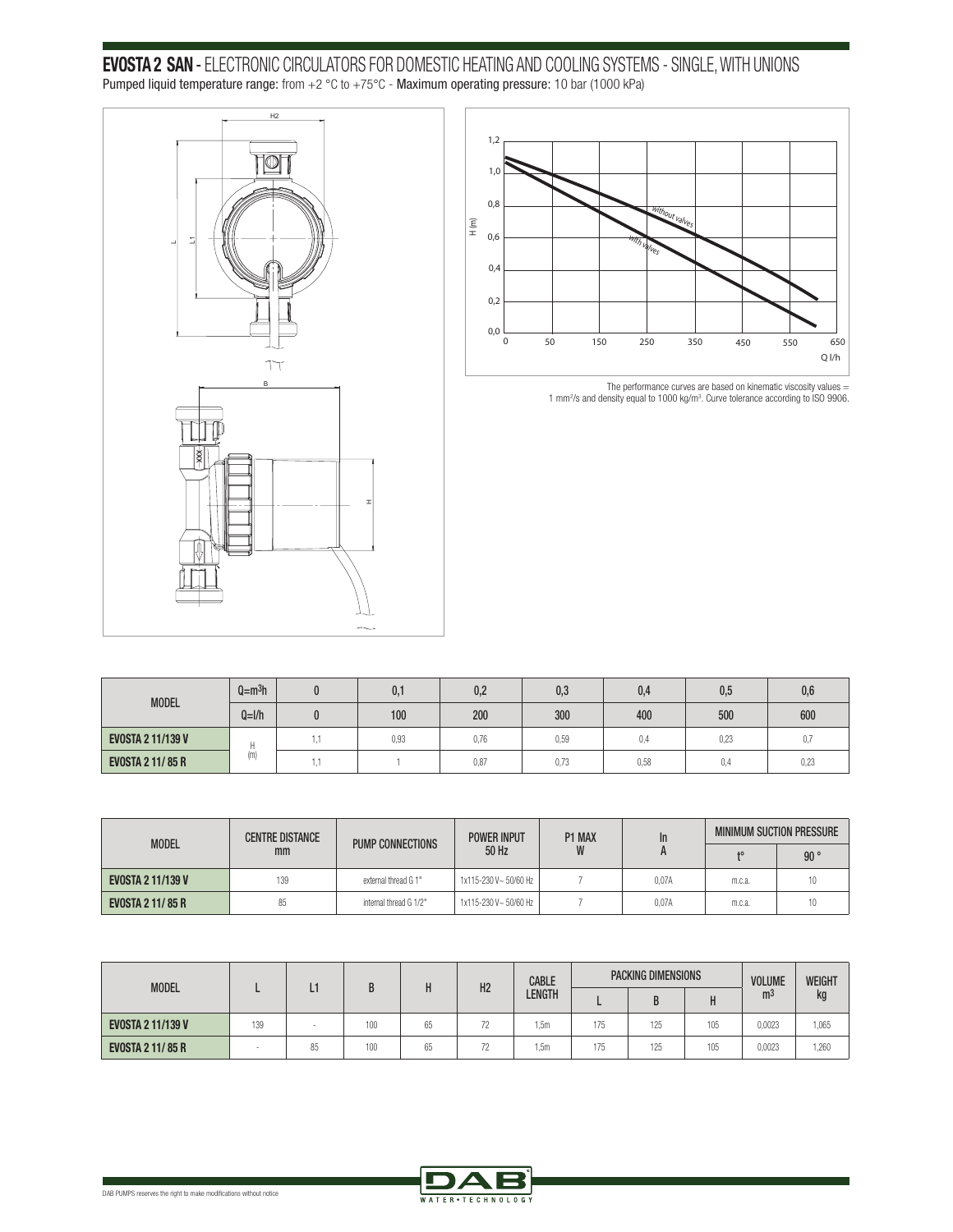## EVOSTA 2 SAN - ELECTRONIC CIRCULATORS FOR DOMESTIC HEATING AND COOLING SYSTEMS - SINGLE, WITH UNIONS

Pumped liquid temperature range: from +2 °C to +75°C - Maximum operating pressure: 10 bar (1000 kPa)

The performance curves are based on kinematic viscosity values = 1 mm²/s and density equal to 1000 kg/m³. Curve tolerance according to ISO 9906.

| MODEL | Q=m³h | 0 | 0,1 | 0,2 | 0,3 | 0,4 | 0,5 | 0,6 |
|---|---|---|---|---|---|---|---|---|
| | Q=l/h | 0 | 100 | 200 | 300 | 400 | 500 | 600 |
| EVOSTA 2 11/139 V | H (m) | 1,1 | 0,93 | 0,76 | 0,59 | 0,4 | 0,23 | 0,7 |
| EVOSTA 2 11/ 85 R | | 1,1 | 1 | 0,87 | 0,73 | 0,58 | 0,4 | 0,23 |

| MODEL | CENTRE DISTANCE mm | PUMP CONNECTIONS | POWER INPUT 50 Hz | P1 MAX W | In A | MINIMUM SUCTION PRESSURE | |
|---|---|---|---|---|---|---|---|
| | | | | | | t° | 90 ° |
| EVOSTA 2 11/139 V | 139 | external thread G 1" | 1x115-230 V~ 50/60 Hz | 7 | 0,07A | m.c.a. | 10 |
| EVOSTA 2 11/ 85 R | 85 | internal thread G 1/2" | 1x115-230 V~ 50/60 Hz | 7 | 0,07A | m.c.a. | 10 |

| MODEL | L | L1 | B | H | H2 | CABLE LENGTH | PACKING DIMENSIONS | | | VOLUME m³ | WEIGHT kg |
|---|---|---|---|---|---|---|---|---|---|---|---|
| | | | | | | | L | B | H | | |
| EVOSTA 2 11/139 V | 139 | - | 100 | 65 | 72 | 1,5m | 175 | 125 | 105 | 0,0023 | 1,065 |
| EVOSTA 2 11/ 85 R | - | 85 | 100 | 65 | 72 | 1,5m | 175 | 125 | 105 | 0,0023 | 1,260 |

DAB PUMPS reserves the right to make modifications without notice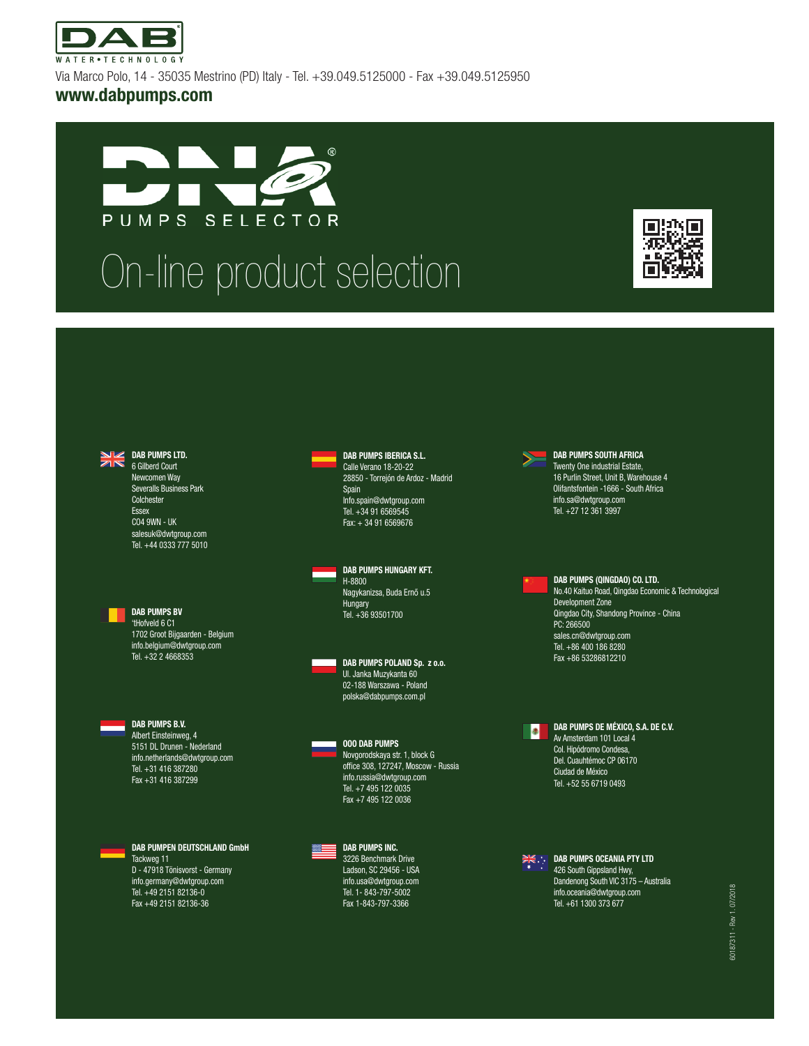DAB WATER•TECHNOLOGY

Via Marco Polo, 14 - 35035 Mestrino (PD) Italy - Tel. +39.049.5125000 - Fax +39.049.5125950

**www.dabpumps.com**

# DNA® PUMPS SELECTOR

## On-line product selection

**DAB PUMPS LTD.**
6 Gilberd Court
Newcomen Way
Severalls Business Park
Colchester
Essex
C04 9WN - UK
salesuk@dwtgroup.com
Tel. +44 0333 777 5010

**DAB PUMPS BV**
'tHofveld 6 C1
1702 Groot Bijgaarden - Belgium
info.belgium@dwtgroup.com
Tel. +32 2 4668353

**DAB PUMPS B.V.**
Albert Einsteinweg, 4
5151 DL Drunen - Nederland
info.netherlands@dwtgroup.com
Tel. +31 416 387280
Fax +31 416 387299

**DAB PUMPEN DEUTSCHLAND GmbH**
Tackweg 11
D - 47918 Tönisvorst - Germany
info.germany@dwtgroup.com
Tel. +49 2151 82136-0
Fax +49 2151 82136-36

**DAB PUMPS IBERICA S.L.**
Calle Verano 18-20-22
28850 - Torrejón de Ardoz - Madrid
Spain
Info.spain@dwtgroup.com
Tel. +34 91 6569545
Fax: + 34 91 6569676

**DAB PUMPS HUNGARY KFT.**
H-8800
Nagykanizsa, Buda Ernő u.5
Hungary
Tel. +36 93501700

**DAB PUMPS POLAND Sp. z o.o.**
Ul. Janka Muzykanta 60
02-188 Warszawa - Poland
polska@dabpumps.com.pl

**OOO DAB PUMPS**
Novgorodskaya str. 1, block G
office 308, 127247, Moscow - Russia
info.russia@dwtgroup.com
Tel. +7 495 122 0035
Fax +7 495 122 0036

**DAB PUMPS INC.**
3226 Benchmark Drive
Ladson, SC 29456 - USA
info.usa@dwtgroup.com
Tel. 1- 843-797-5002
Fax 1-843-797-3366

**DAB PUMPS SOUTH AFRICA**
Twenty One industrial Estate,
16 Purlin Street, Unit B, Warehouse 4
Olifantsfontein -1666 - South Africa
info.sa@dwtgroup.com
Tel. +27 12 361 3997

**DAB PUMPS (QINGDAO) CO. LTD.**
No.40 Kaituo Road, Qingdao Economic & Technological Development Zone
Qingdao City, Shandong Province - China
PC: 266500
sales.cn@dwtgroup.com
Tel. +86 400 186 8280
Fax +86 53286812210

**DAB PUMPS DE MÉXICO, S.A. DE C.V.**
Av Amsterdam 101 Local 4
Col. Hipódromo Condesa,
Del. Cuauhtémoc CP 06170
Ciudad de México
Tel. +52 55 6719 0493

**DAB PUMPS OCEANIA PTY LTD**
426 South Gippsland Hwy,
Dandenong South VIC 3175 – Australia
info.oceania@dwtgroup.com
Tel. +61 1300 373 677

60187311 - Rev 1. 07/2018